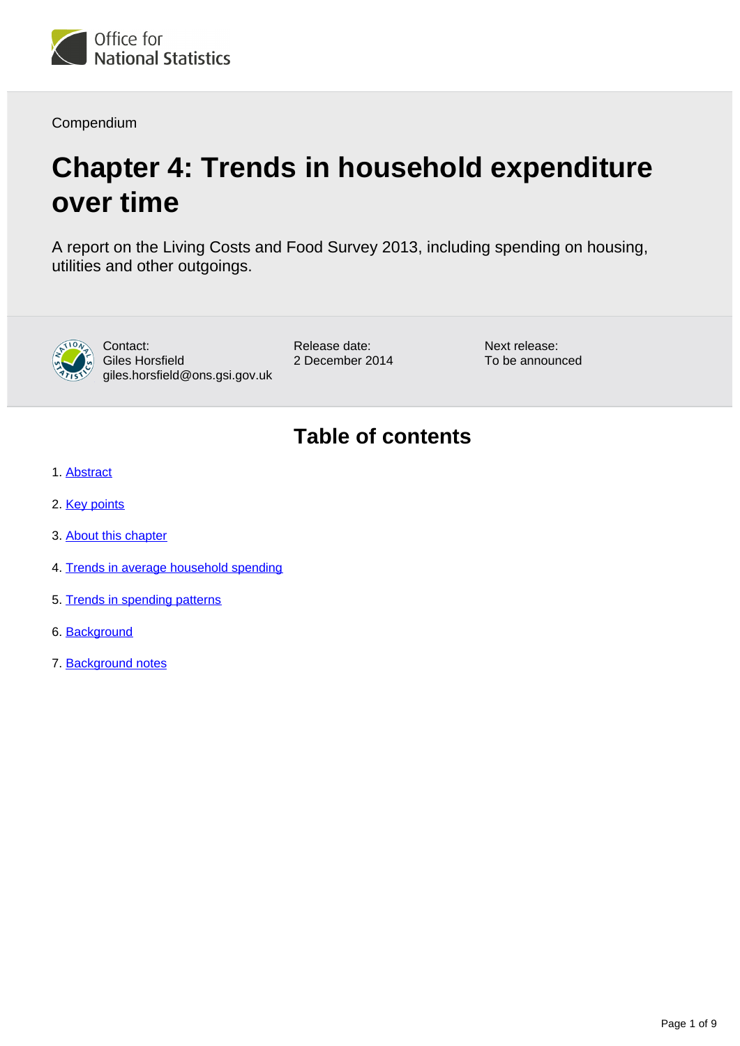Office for National Statistics

Compendium

# Chapter 4: Trends in household expenditure over time

A report on the Living Costs and Food Survey 2013, including spending on housing, utilities and other outgoings.

Contact:
Giles Horsfield
giles.horsfield@ons.gsi.gov.uk

Release date:
2 December 2014

Next release:
To be announced

## Table of contents

1. Abstract
2. Key points
3. About this chapter
4. Trends in average household spending
5. Trends in spending patterns
6. Background
7. Background notes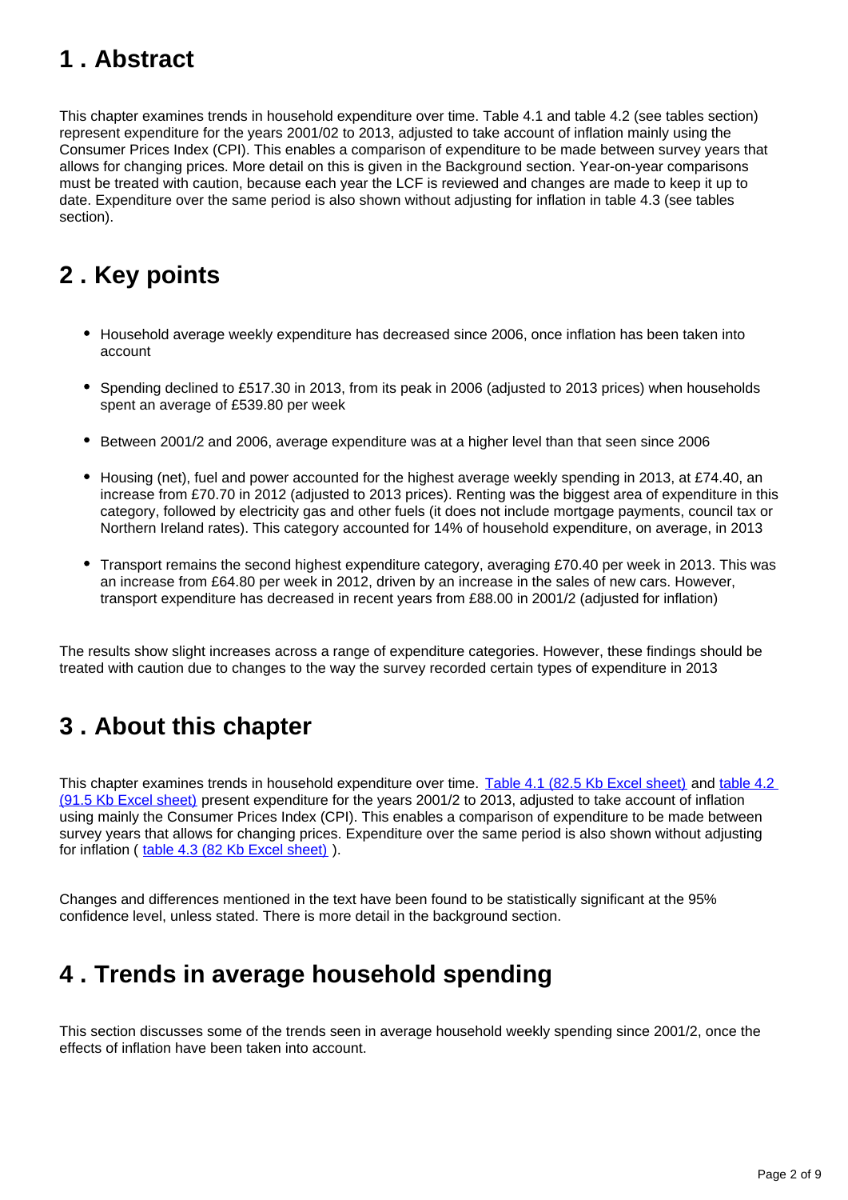## 1 . Abstract

This chapter examines trends in household expenditure over time. Table 4.1 and table 4.2 (see tables section) represent expenditure for the years 2001/02 to 2013, adjusted to take account of inflation mainly using the Consumer Prices Index (CPI). This enables a comparison of expenditure to be made between survey years that allows for changing prices. More detail on this is given in the Background section. Year-on-year comparisons must be treated with caution, because each year the LCF is reviewed and changes are made to keep it up to date. Expenditure over the same period is also shown without adjusting for inflation in table 4.3 (see tables section).

## 2 . Key points

- Household average weekly expenditure has decreased since 2006, once inflation has been taken into account
- Spending declined to £517.30 in 2013, from its peak in 2006 (adjusted to 2013 prices) when households spent an average of £539.80 per week
- Between 2001/2 and 2006, average expenditure was at a higher level than that seen since 2006
- Housing (net), fuel and power accounted for the highest average weekly spending in 2013, at £74.40, an increase from £70.70 in 2012 (adjusted to 2013 prices). Renting was the biggest area of expenditure in this category, followed by electricity gas and other fuels (it does not include mortgage payments, council tax or Northern Ireland rates). This category accounted for 14% of household expenditure, on average, in 2013
- Transport remains the second highest expenditure category, averaging £70.40 per week in 2013. This was an increase from £64.80 per week in 2012, driven by an increase in the sales of new cars. However, transport expenditure has decreased in recent years from £88.00 in 2001/2 (adjusted for inflation)

The results show slight increases across a range of expenditure categories. However, these findings should be treated with caution due to changes to the way the survey recorded certain types of expenditure in 2013

## 3 . About this chapter

This chapter examines trends in household expenditure over time. [Table 4.1 (82.5 Kb Excel sheet)] and [table 4.2 (91.5 Kb Excel sheet)] present expenditure for the years 2001/2 to 2013, adjusted to take account of inflation using mainly the Consumer Prices Index (CPI). This enables a comparison of expenditure to be made between survey years that allows for changing prices. Expenditure over the same period is also shown without adjusting for inflation ( [table 4.3 (82 Kb Excel sheet)] ).

Changes and differences mentioned in the text have been found to be statistically significant at the 95% confidence level, unless stated. There is more detail in the background section.

## 4 . Trends in average household spending

This section discusses some of the trends seen in average household weekly spending since 2001/2, once the effects of inflation have been taken into account.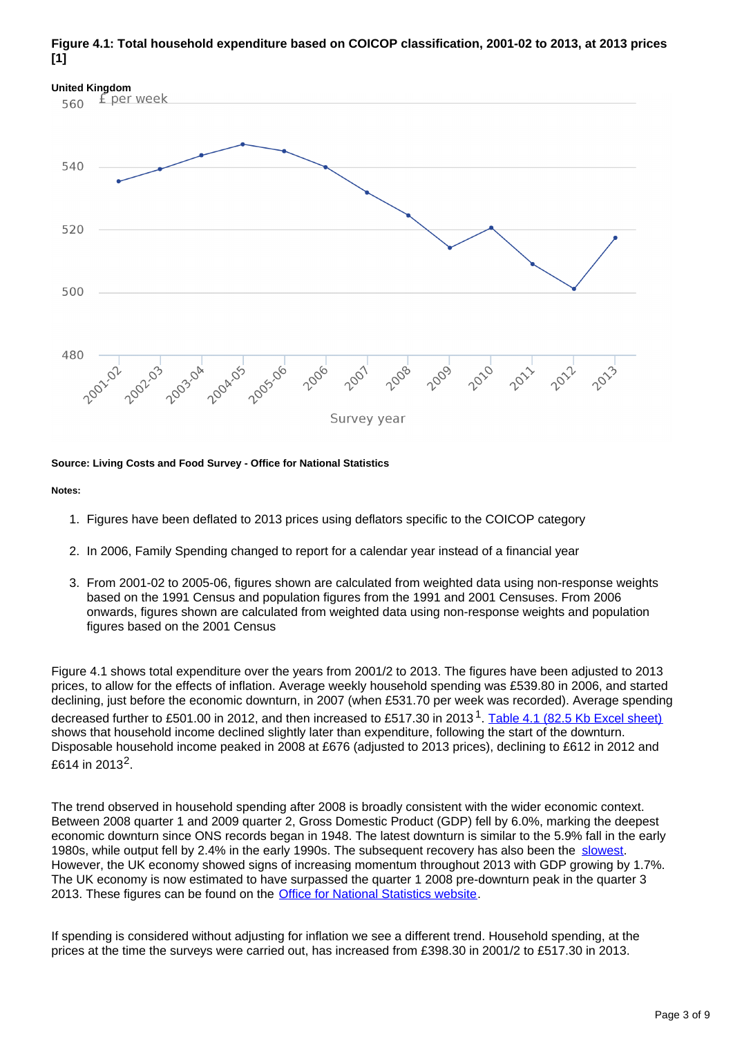**Figure 4.1: Total household expenditure based on COICOP classification, 2001-02 to 2013, at 2013 prices [1]**

**United Kingdom**

**Source: Living Costs and Food Survey - Office for National Statistics**

**Notes:**

1. Figures have been deflated to 2013 prices using deflators specific to the COICOP category
2. In 2006, Family Spending changed to report for a calendar year instead of a financial year
3. From 2001-02 to 2005-06, figures shown are calculated from weighted data using non-response weights based on the 1991 Census and population figures from the 1991 and 2001 Censuses. From 2006 onwards, figures shown are calculated from weighted data using non-response weights and population figures based on the 2001 Census

Figure 4.1 shows total expenditure over the years from 2001/2 to 2013. The figures have been adjusted to 2013 prices, to allow for the effects of inflation. Average weekly household spending was £539.80 in 2006, and started declining, just before the economic downturn, in 2007 (when £531.70 per week was recorded). Average spending decreased further to £501.00 in 2012, and then increased to £517.30 in 2013[1]. Table 4.1 (82.5 Kb Excel sheet) shows that household income declined slightly later than expenditure, following the start of the downturn. Disposable household income peaked in 2008 at £676 (adjusted to 2013 prices), declining to £612 in 2012 and £614 in 2013[2].

The trend observed in household spending after 2008 is broadly consistent with the wider economic context. Between 2008 quarter 1 and 2009 quarter 2, Gross Domestic Product (GDP) fell by 6.0%, marking the deepest economic downturn since ONS records began in 1948. The latest downturn is similar to the 5.9% fall in the early 1980s, while output fell by 2.4% in the early 1990s. The subsequent recovery has also been the slowest. However, the UK economy showed signs of increasing momentum throughout 2013 with GDP growing by 1.7%. The UK economy is now estimated to have surpassed the quarter 1 2008 pre-downturn peak in the quarter 3 2013. These figures can be found on the Office for National Statistics website.

If spending is considered without adjusting for inflation we see a different trend. Household spending, at the prices at the time the surveys were carried out, has increased from £398.30 in 2001/2 to £517.30 in 2013.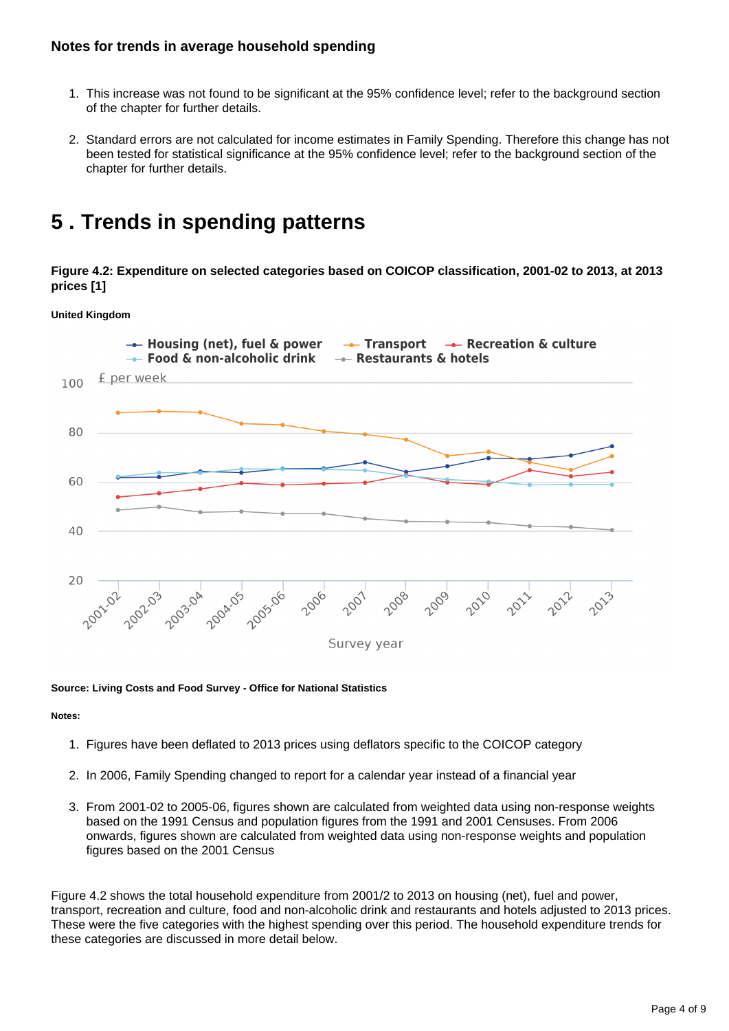### Notes for trends in average household spending

1. This increase was not found to be significant at the 95% confidence level; refer to the background section of the chapter for further details.

2. Standard errors are not calculated for income estimates in Family Spending. Therefore this change has not been tested for statistical significance at the 95% confidence level; refer to the background section of the chapter for further details.

# 5 . Trends in spending patterns

**Figure 4.2: Expenditure on selected categories based on COICOP classification, 2001-02 to 2013, at 2013 prices [1]**

**United Kingdom**

**Source: Living Costs and Food Survey - Office for National Statistics**

**Notes:**

1. Figures have been deflated to 2013 prices using deflators specific to the COICOP category

2. In 2006, Family Spending changed to report for a calendar year instead of a financial year

3. From 2001-02 to 2005-06, figures shown are calculated from weighted data using non-response weights based on the 1991 Census and population figures from the 1991 and 2001 Censuses. From 2006 onwards, figures shown are calculated from weighted data using non-response weights and population figures based on the 2001 Census

Figure 4.2 shows the total household expenditure from 2001/2 to 2013 on housing (net), fuel and power, transport, recreation and culture, food and non-alcoholic drink and restaurants and hotels adjusted to 2013 prices. These were the five categories with the highest spending over this period. The household expenditure trends for these categories are discussed in more detail below.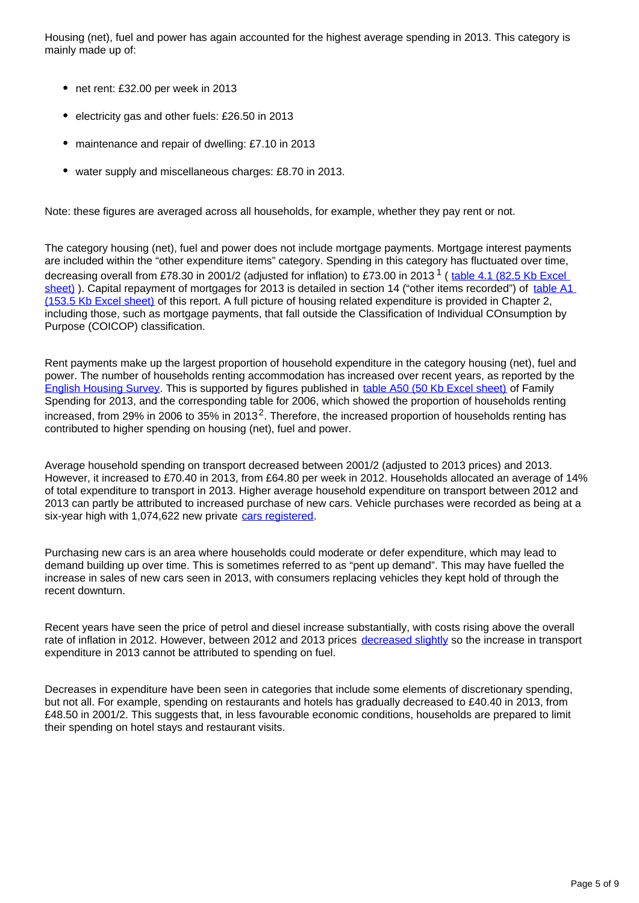Housing (net), fuel and power has again accounted for the highest average spending in 2013. This category is mainly made up of:

- net rent: £32.00 per week in 2013
- electricity gas and other fuels: £26.50 in 2013
- maintenance and repair of dwelling: £7.10 in 2013
- water supply and miscellaneous charges: £8.70 in 2013.

Note: these figures are averaged across all households, for example, whether they pay rent or not.

The category housing (net), fuel and power does not include mortgage payments. Mortgage interest payments are included within the "other expenditure items" category. Spending in this category has fluctuated over time, decreasing overall from £78.30 in 2001/2 (adjusted for inflation) to £73.00 in 2013 [1] ( table 4.1 (82.5 Kb Excel sheet) ). Capital repayment of mortgages for 2013 is detailed in section 14 ("other items recorded") of table A1 (153.5 Kb Excel sheet) of this report. A full picture of housing related expenditure is provided in Chapter 2, including those, such as mortgage payments, that fall outside the Classification of Individual COnsumption by Purpose (COICOP) classification.

Rent payments make up the largest proportion of household expenditure in the category housing (net), fuel and power. The number of households renting accommodation has increased over recent years, as reported by the English Housing Survey. This is supported by figures published in table A50 (50 Kb Excel sheet) of Family Spending for 2013, and the corresponding table for 2006, which showed the proportion of households renting increased, from 29% in 2006 to 35% in 2013[2]. Therefore, the increased proportion of households renting has contributed to higher spending on housing (net), fuel and power.

Average household spending on transport decreased between 2001/2 (adjusted to 2013 prices) and 2013. However, it increased to £70.40 in 2013, from £64.80 per week in 2012. Households allocated an average of 14% of total expenditure to transport in 2013. Higher average household expenditure on transport between 2012 and 2013 can partly be attributed to increased purchase of new cars. Vehicle purchases were recorded as being at a six-year high with 1,074,622 new private cars registered.

Purchasing new cars is an area where households could moderate or defer expenditure, which may lead to demand building up over time. This is sometimes referred to as "pent up demand". This may have fuelled the increase in sales of new cars seen in 2013, with consumers replacing vehicles they kept hold of through the recent downturn.

Recent years have seen the price of petrol and diesel increase substantially, with costs rising above the overall rate of inflation in 2012. However, between 2012 and 2013 prices decreased slightly so the increase in transport expenditure in 2013 cannot be attributed to spending on fuel.

Decreases in expenditure have been seen in categories that include some elements of discretionary spending, but not all. For example, spending on restaurants and hotels has gradually decreased to £40.40 in 2013, from £48.50 in 2001/2. This suggests that, in less favourable economic conditions, households are prepared to limit their spending on hotel stays and restaurant visits.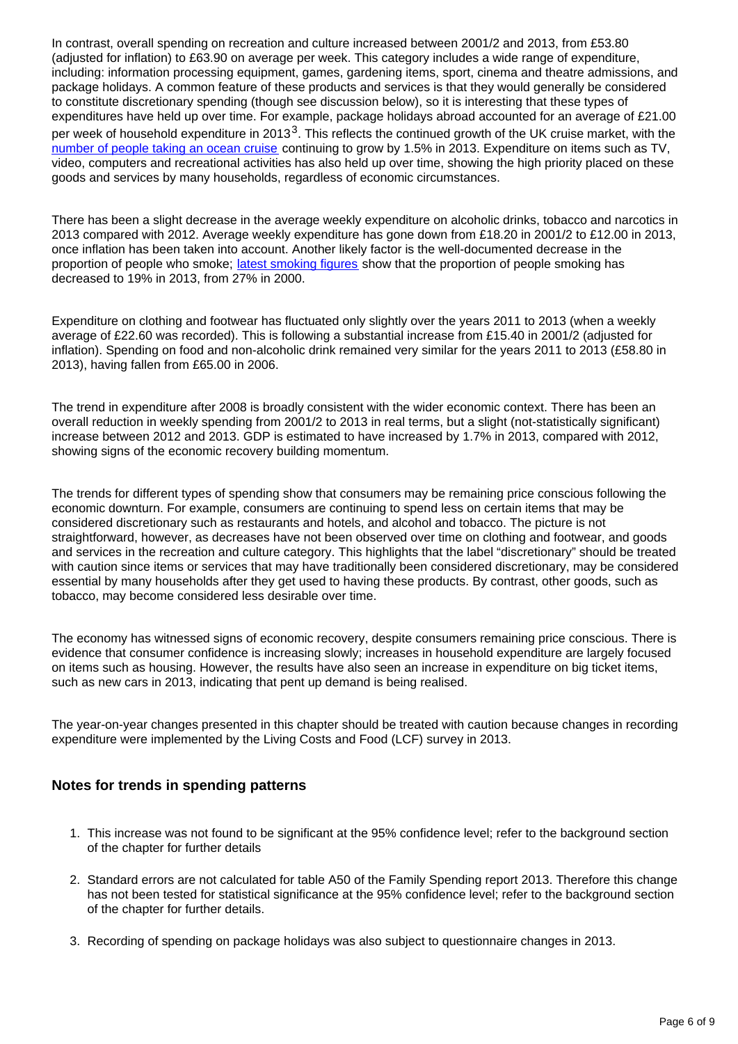In contrast, overall spending on recreation and culture increased between 2001/2 and 2013, from £53.80 (adjusted for inflation) to £63.90 on average per week. This category includes a wide range of expenditure, including: information processing equipment, games, gardening items, sport, cinema and theatre admissions, and package holidays. A common feature of these products and services is that they would generally be considered to constitute discretionary spending (though see discussion below), so it is interesting that these types of expenditures have held up over time. For example, package holidays abroad accounted for an average of £21.00 per week of household expenditure in 2013[3]. This reflects the continued growth of the UK cruise market, with the [number of people taking an ocean cruise] continuing to grow by 1.5% in 2013. Expenditure on items such as TV, video, computers and recreational activities has also held up over time, showing the high priority placed on these goods and services by many households, regardless of economic circumstances.

There has been a slight decrease in the average weekly expenditure on alcoholic drinks, tobacco and narcotics in 2013 compared with 2012. Average weekly expenditure has gone down from £18.20 in 2001/2 to £12.00 in 2013, once inflation has been taken into account. Another likely factor is the well-documented decrease in the proportion of people who smoke; [latest smoking figures] show that the proportion of people smoking has decreased to 19% in 2013, from 27% in 2000.

Expenditure on clothing and footwear has fluctuated only slightly over the years 2011 to 2013 (when a weekly average of £22.60 was recorded). This is following a substantial increase from £15.40 in 2001/2 (adjusted for inflation). Spending on food and non-alcoholic drink remained very similar for the years 2011 to 2013 (£58.80 in 2013), having fallen from £65.00 in 2006.

The trend in expenditure after 2008 is broadly consistent with the wider economic context. There has been an overall reduction in weekly spending from 2001/2 to 2013 in real terms, but a slight (not-statistically significant) increase between 2012 and 2013. GDP is estimated to have increased by 1.7% in 2013, compared with 2012, showing signs of the economic recovery building momentum.

The trends for different types of spending show that consumers may be remaining price conscious following the economic downturn. For example, consumers are continuing to spend less on certain items that may be considered discretionary such as restaurants and hotels, and alcohol and tobacco. The picture is not straightforward, however, as decreases have not been observed over time on clothing and footwear, and goods and services in the recreation and culture category. This highlights that the label "discretionary" should be treated with caution since items or services that may have traditionally been considered discretionary, may be considered essential by many households after they get used to having these products. By contrast, other goods, such as tobacco, may become considered less desirable over time.

The economy has witnessed signs of economic recovery, despite consumers remaining price conscious. There is evidence that consumer confidence is increasing slowly; increases in household expenditure are largely focused on items such as housing. However, the results have also seen an increase in expenditure on big ticket items, such as new cars in 2013, indicating that pent up demand is being realised.

The year-on-year changes presented in this chapter should be treated with caution because changes in recording expenditure were implemented by the Living Costs and Food (LCF) survey in 2013.

## Notes for trends in spending patterns

1. This increase was not found to be significant at the 95% confidence level; refer to the background section of the chapter for further details
2. Standard errors are not calculated for table A50 of the Family Spending report 2013. Therefore this change has not been tested for statistical significance at the 95% confidence level; refer to the background section of the chapter for further details.
3. Recording of spending on package holidays was also subject to questionnaire changes in 2013.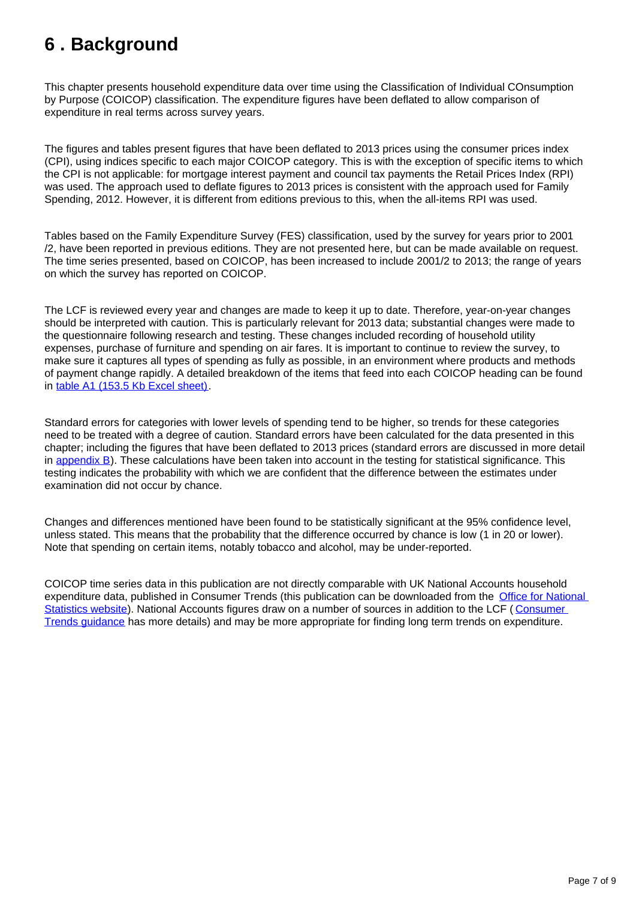# 6 . Background

This chapter presents household expenditure data over time using the Classification of Individual COnsumption by Purpose (COICOP) classification. The expenditure figures have been deflated to allow comparison of expenditure in real terms across survey years.

The figures and tables present figures that have been deflated to 2013 prices using the consumer prices index (CPI), using indices specific to each major COICOP category. This is with the exception of specific items to which the CPI is not applicable: for mortgage interest payment and council tax payments the Retail Prices Index (RPI) was used. The approach used to deflate figures to 2013 prices is consistent with the approach used for Family Spending, 2012. However, it is different from editions previous to this, when the all-items RPI was used.

Tables based on the Family Expenditure Survey (FES) classification, used by the survey for years prior to 2001/2, have been reported in previous editions. They are not presented here, but can be made available on request. The time series presented, based on COICOP, has been increased to include 2001/2 to 2013; the range of years on which the survey has reported on COICOP.

The LCF is reviewed every year and changes are made to keep it up to date. Therefore, year-on-year changes should be interpreted with caution. This is particularly relevant for 2013 data; substantial changes were made to the questionnaire following research and testing. These changes included recording of household utility expenses, purchase of furniture and spending on air fares. It is important to continue to review the survey, to make sure it captures all types of spending as fully as possible, in an environment where products and methods of payment change rapidly. A detailed breakdown of the items that feed into each COICOP heading can be found in table A1 (153.5 Kb Excel sheet).

Standard errors for categories with lower levels of spending tend to be higher, so trends for these categories need to be treated with a degree of caution. Standard errors have been calculated for the data presented in this chapter; including the figures that have been deflated to 2013 prices (standard errors are discussed in more detail in appendix B). These calculations have been taken into account in the testing for statistical significance. This testing indicates the probability with which we are confident that the difference between the estimates under examination did not occur by chance.

Changes and differences mentioned have been found to be statistically significant at the 95% confidence level, unless stated. This means that the probability that the difference occurred by chance is low (1 in 20 or lower). Note that spending on certain items, notably tobacco and alcohol, may be under-reported.

COICOP time series data in this publication are not directly comparable with UK National Accounts household expenditure data, published in Consumer Trends (this publication can be downloaded from the Office for National Statistics website). National Accounts figures draw on a number of sources in addition to the LCF (Consumer Trends guidance has more details) and may be more appropriate for finding long term trends on expenditure.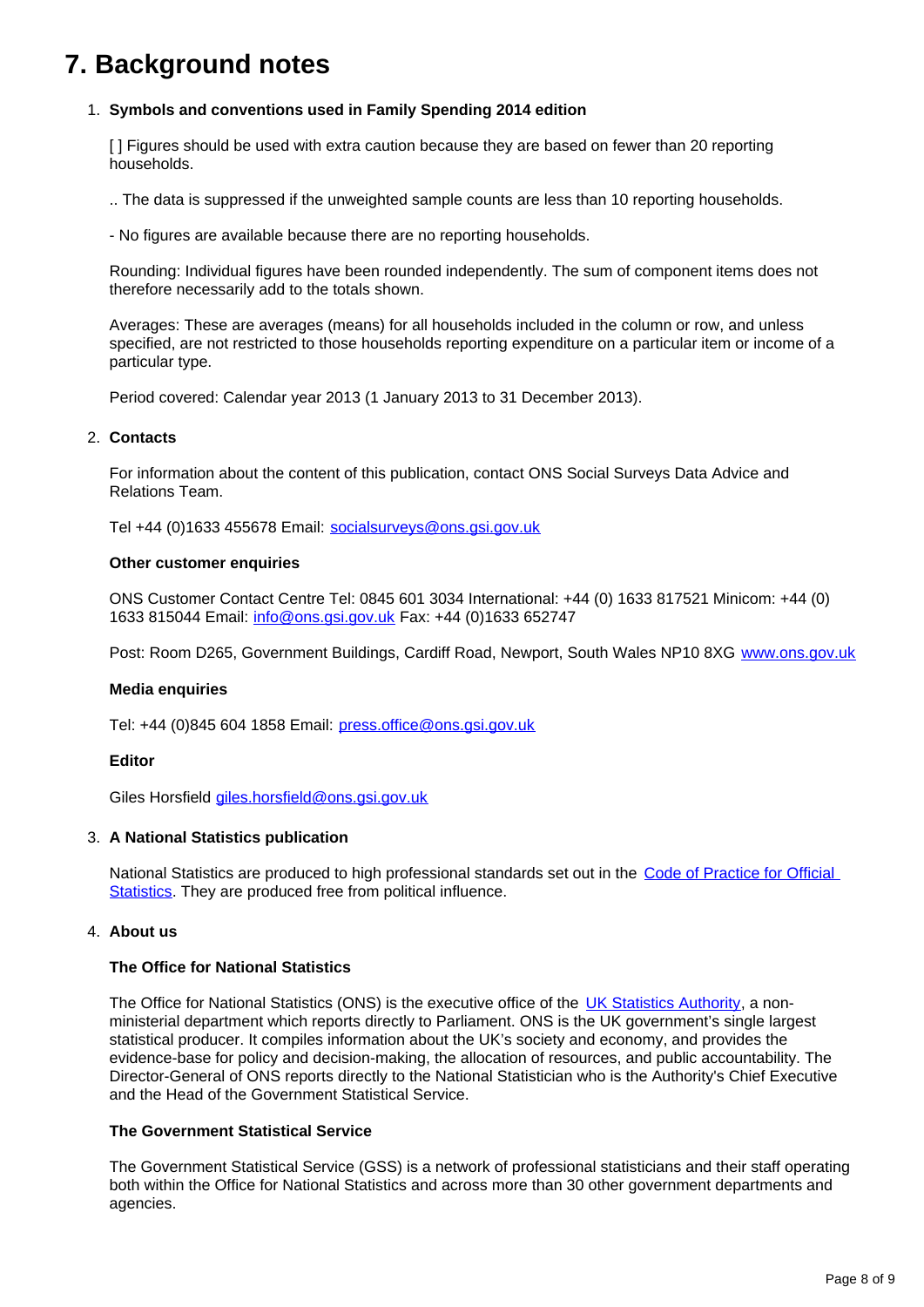# 7. Background notes

1. **Symbols and conventions used in Family Spending 2014 edition**

   [ ] Figures should be used with extra caution because they are based on fewer than 20 reporting households.

   .. The data is suppressed if the unweighted sample counts are less than 10 reporting households.

   - No figures are available because there are no reporting households.

   Rounding: Individual figures have been rounded independently. The sum of component items does not therefore necessarily add to the totals shown.

   Averages: These are averages (means) for all households included in the column or row, and unless specified, are not restricted to those households reporting expenditure on a particular item or income of a particular type.

   Period covered: Calendar year 2013 (1 January 2013 to 31 December 2013).

2. **Contacts**

   For information about the content of this publication, contact ONS Social Surveys Data Advice and Relations Team.

   Tel +44 (0)1633 455678 Email: [socialsurveys@ons.gsi.gov.uk](mailto:socialsurveys@ons.gsi.gov.uk)

   **Other customer enquiries**

   ONS Customer Contact Centre Tel: 0845 601 3034 International: +44 (0) 1633 817521 Minicom: +44 (0) 1633 815044 Email: [info@ons.gsi.gov.uk](mailto:info@ons.gsi.gov.uk) Fax: +44 (0)1633 652747

   Post: Room D265, Government Buildings, Cardiff Road, Newport, South Wales NP10 8XG [www.ons.gov.uk](http://www.ons.gov.uk)

   **Media enquiries**

   Tel: +44 (0)845 604 1858 Email: [press.office@ons.gsi.gov.uk](mailto:press.office@ons.gsi.gov.uk)

   **Editor**

   Giles Horsfield [giles.horsfield@ons.gsi.gov.uk](mailto:giles.horsfield@ons.gsi.gov.uk)

3. **A National Statistics publication**

   National Statistics are produced to high professional standards set out in the Code of Practice for Official Statistics. They are produced free from political influence.

4. **About us**

   **The Office for National Statistics**

   The Office for National Statistics (ONS) is the executive office of the UK Statistics Authority, a non-ministerial department which reports directly to Parliament. ONS is the UK government's single largest statistical producer. It compiles information about the UK's society and economy, and provides the evidence-base for policy and decision-making, the allocation of resources, and public accountability. The Director-General of ONS reports directly to the National Statistician who is the Authority's Chief Executive and the Head of the Government Statistical Service.

   **The Government Statistical Service**

   The Government Statistical Service (GSS) is a network of professional statisticians and their staff operating both within the Office for National Statistics and across more than 30 other government departments and agencies.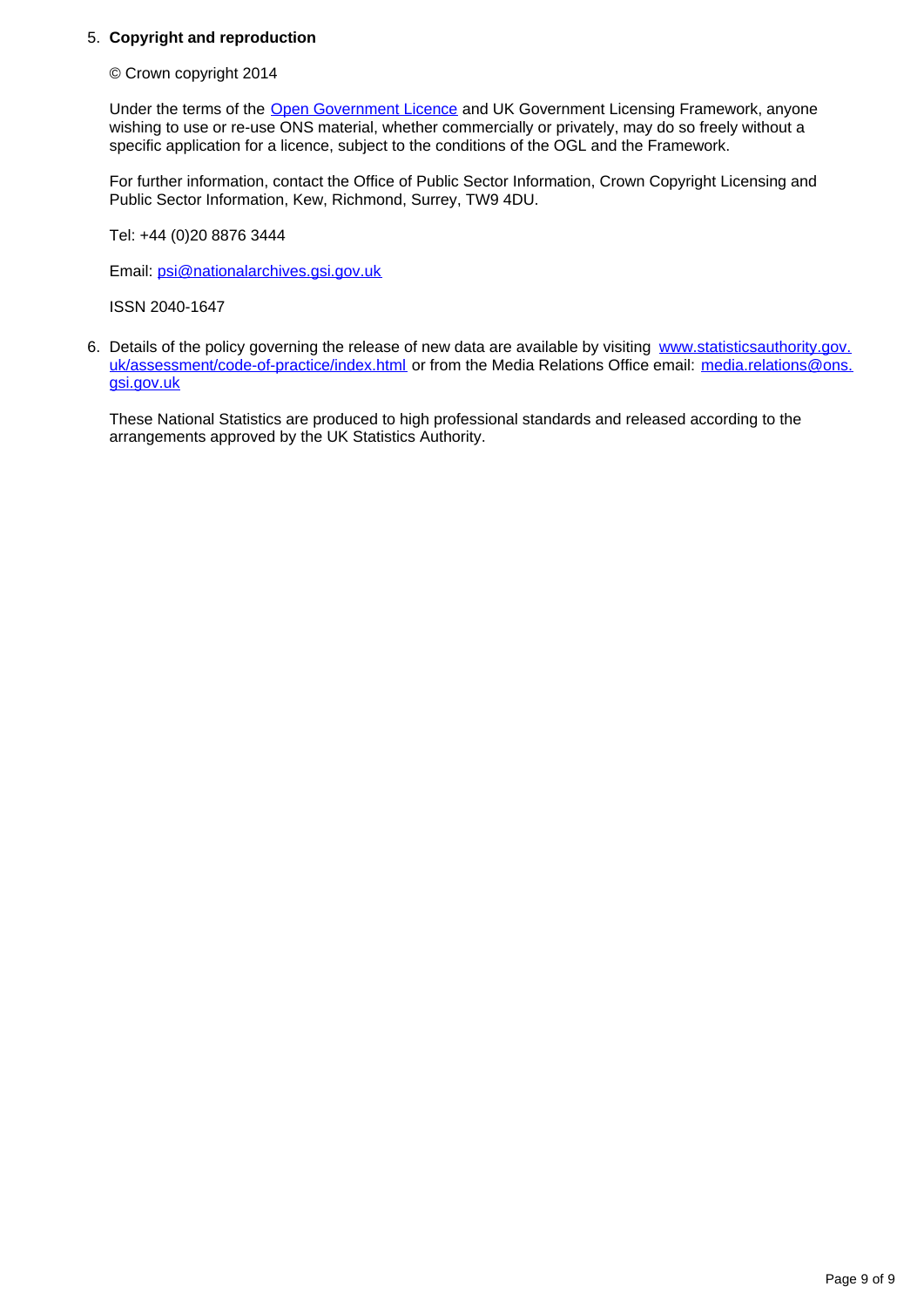5. **Copyright and reproduction**

   © Crown copyright 2014

   Under the terms of the [Open Government Licence](#) and UK Government Licensing Framework, anyone wishing to use or re-use ONS material, whether commercially or privately, may do so freely without a specific application for a licence, subject to the conditions of the OGL and the Framework.

   For further information, contact the Office of Public Sector Information, Crown Copyright Licensing and Public Sector Information, Kew, Richmond, Surrey, TW9 4DU.

   Tel: +44 (0)20 8876 3444

   Email: psi@nationalarchives.gsi.gov.uk

   ISSN 2040-1647

6. Details of the policy governing the release of new data are available by visiting www.statisticsauthority.gov.uk/assessment/code-of-practice/index.html or from the Media Relations Office email: media.relations@ons.gsi.gov.uk

   These National Statistics are produced to high professional standards and released according to the arrangements approved by the UK Statistics Authority.